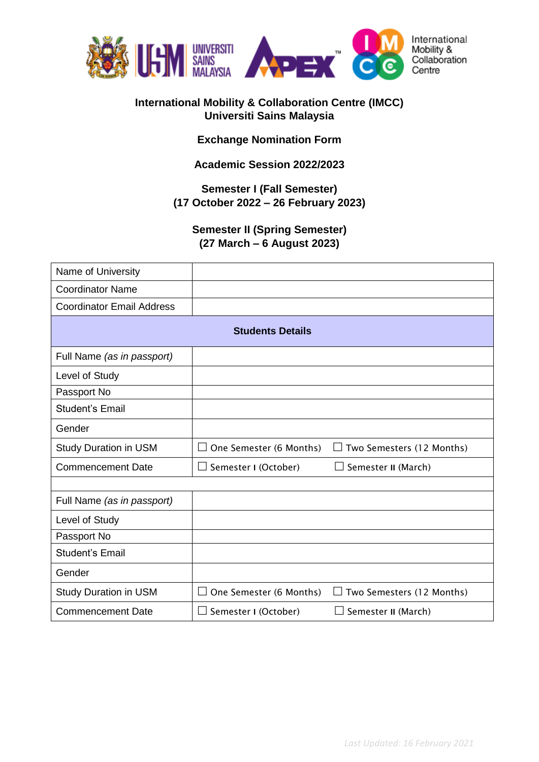# International Mobility & Collaboration Centre (IMCC)
## Universiti Sains Malaysia

### Exchange Nomination Form

**Academic Session 2022/2023**

**Semester I (Fall Semester)**
**(17 October 2022 – 26 February 2023)**

**Semester II (Spring Semester)**
**(27 March – 6 August 2023)**

| | | |
|---|---|---|
| Name of University | | |
| Coordinator Name | | |
| Coordinator Email Address | | |
| **Students Details** | | |
| Full Name *(as in passport)* | | |
| Level of Study | | |
| Passport No | | |
| Student's Email | | |
| Gender | | |
| Study Duration in USM | ☐ One Semester (6 Months) | ☐ Two Semesters (12 Months) |
| Commencement Date | ☐ Semester I (October) | ☐ Semester II (March) |
| | | |
| Full Name *(as in passport)* | | |
| Level of Study | | |
| Passport No | | |
| Student's Email | | |
| Gender | | |
| Study Duration in USM | ☐ One Semester (6 Months) | ☐ Two Semesters (12 Months) |
| Commencement Date | ☐ Semester I (October) | ☐ Semester II (March) |

*Last Updated: 16 February 2021*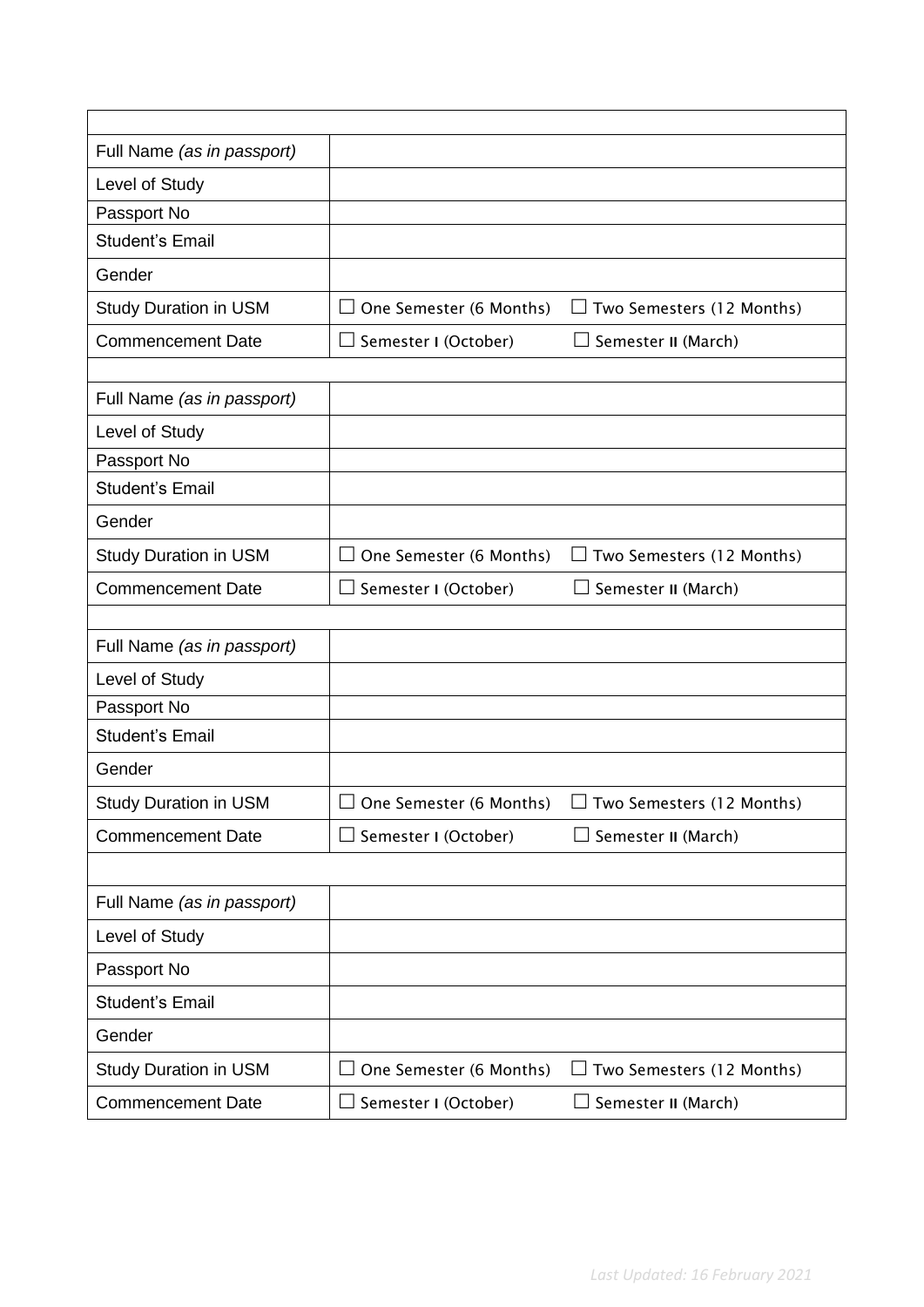| | | |
|---|---|---|
| Full Name *(as in passport)* | | |
| Level of Study | | |
| Passport No | | |
| Student's Email | | |
| Gender | | |
| Study Duration in USM | ☐ One Semester (6 Months) | ☐ Two Semesters (12 Months) |
| Commencement Date | ☐ Semester I (October) | ☐ Semester II (March) |
| | | |
| Full Name *(as in passport)* | | |
| Level of Study | | |
| Passport No | | |
| Student's Email | | |
| Gender | | |
| Study Duration in USM | ☐ One Semester (6 Months) | ☐ Two Semesters (12 Months) |
| Commencement Date | ☐ Semester I (October) | ☐ Semester II (March) |
| | | |
| Full Name *(as in passport)* | | |
| Level of Study | | |
| Passport No | | |
| Student's Email | | |
| Gender | | |
| Study Duration in USM | ☐ One Semester (6 Months) | ☐ Two Semesters (12 Months) |
| Commencement Date | ☐ Semester I (October) | ☐ Semester II (March) |
| | | |
| Full Name *(as in passport)* | | |
| Level of Study | | |
| Passport No | | |
| Student's Email | | |
| Gender | | |
| Study Duration in USM | ☐ One Semester (6 Months) | ☐ Two Semesters (12 Months) |
| Commencement Date | ☐ Semester I (October) | ☐ Semester II (March) |

*Last Updated: 16 February 2021*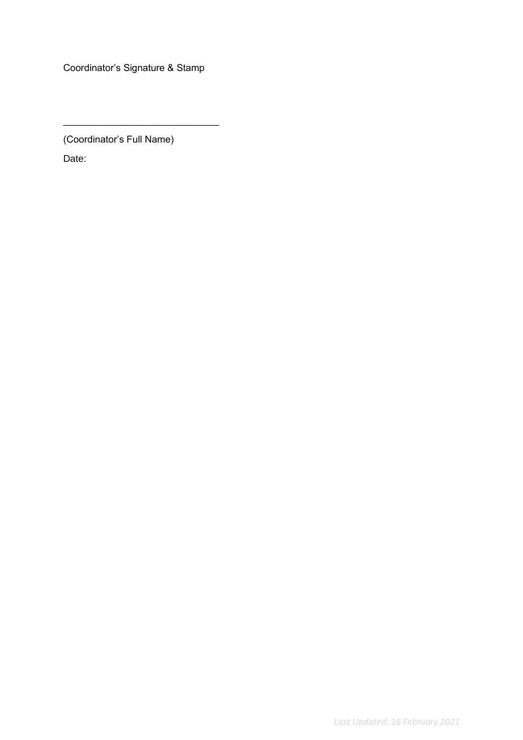Coordinator's Signature & Stamp

_____________________________

(Coordinator's Full Name)

Date: